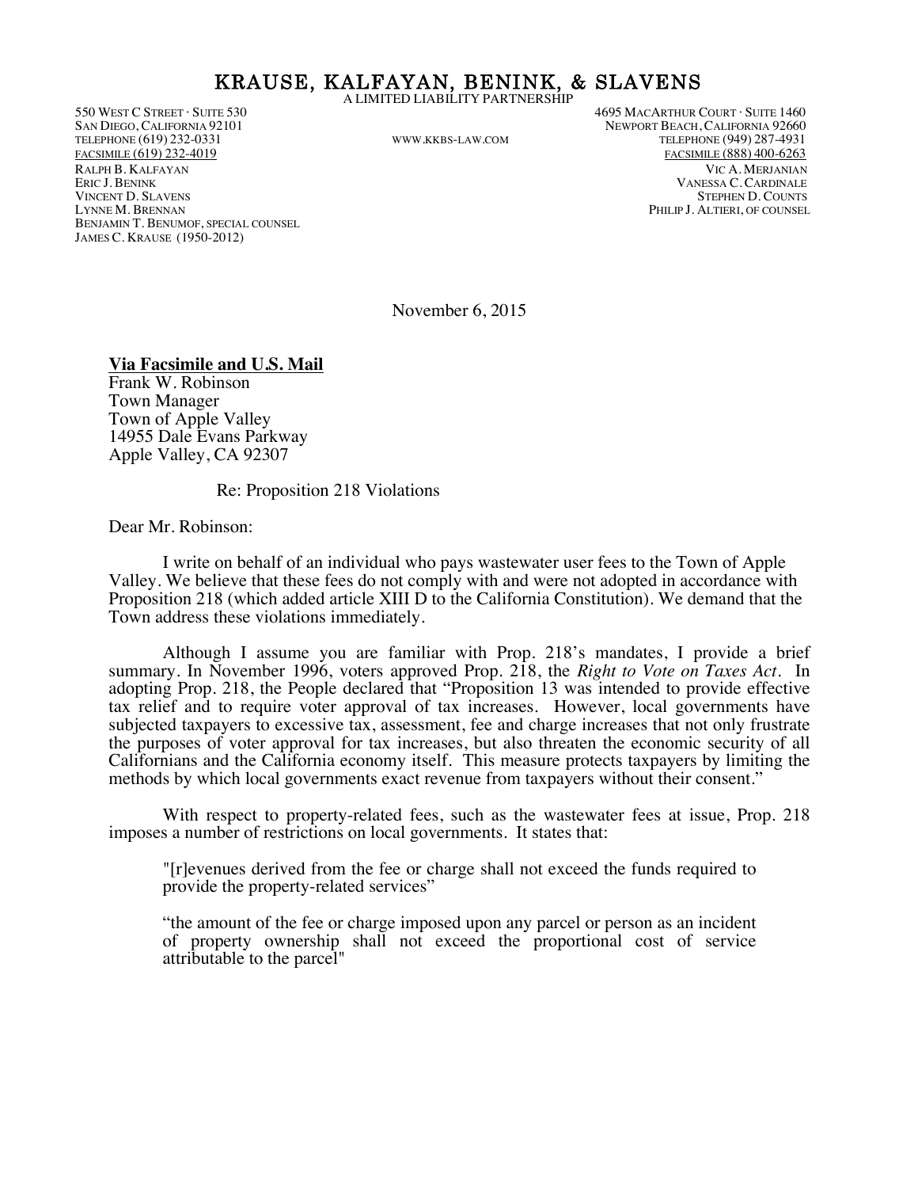# KRAUSE, KALFAYAN, BENINK, & SLAVENS

A LIMITED LIABILITY PARTNERSHIP

550 WEST C STREET · SUITE 530
SAN DIEGO, CALIFORNIA 92101
TELEPHONE (619) 232-0331
FACSIMILE (619) 232-4019

WWW.KKBS-LAW.COM

4695 MACARTHUR COURT · SUITE 1460
NEWPORT BEACH, CALIFORNIA 92660
TELEPHONE (949) 287-4931
FACSIMILE (888) 400-6263

RALPH B. KALFAYAN
ERIC J. BENINK
VINCENT D. SLAVENS
LYNNE M. BRENNAN
BENJAMIN T. BENUMOF, SPECIAL COUNSEL
JAMES C. KRAUSE (1950-2012)

VIC A. MERJANIAN
VANESSA C. CARDINALE
STEPHEN D. COUNTS
PHILIP J. ALTIERI, OF COUNSEL

November 6, 2015

**Via Facsimile and U.S. Mail**
Frank W. Robinson
Town Manager
Town of Apple Valley
14955 Dale Evans Parkway
Apple Valley, CA 92307

Re: Proposition 218 Violations

Dear Mr. Robinson:

I write on behalf of an individual who pays wastewater user fees to the Town of Apple Valley. We believe that these fees do not comply with and were not adopted in accordance with Proposition 218 (which added article XIII D to the California Constitution). We demand that the Town address these violations immediately.

Although I assume you are familiar with Prop. 218's mandates, I provide a brief summary. In November 1996, voters approved Prop. 218, the *Right to Vote on Taxes Act*. In adopting Prop. 218, the People declared that "Proposition 13 was intended to provide effective tax relief and to require voter approval of tax increases. However, local governments have subjected taxpayers to excessive tax, assessment, fee and charge increases that not only frustrate the purposes of voter approval for tax increases, but also threaten the economic security of all Californians and the California economy itself. This measure protects taxpayers by limiting the methods by which local governments exact revenue from taxpayers without their consent."

With respect to property-related fees, such as the wastewater fees at issue, Prop. 218 imposes a number of restrictions on local governments. It states that:

> "[r]evenues derived from the fee or charge shall not exceed the funds required to provide the property-related services"
>
> "the amount of the fee or charge imposed upon any parcel or person as an incident of property ownership shall not exceed the proportional cost of service attributable to the parcel"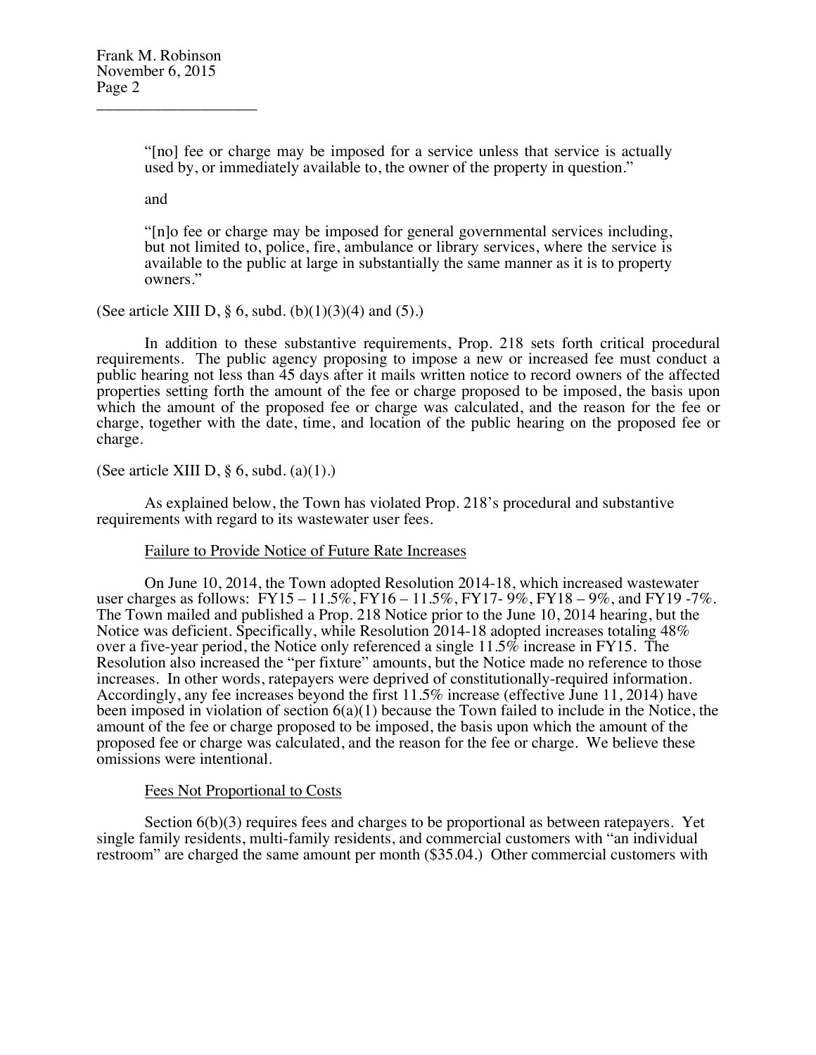> "[no] fee or charge may be imposed for a service unless that service is actually used by, or immediately available to, the owner of the property in question."
>
> and
>
> "[n]o fee or charge may be imposed for general governmental services including, but not limited to, police, fire, ambulance or library services, where the service is available to the public at large in substantially the same manner as it is to property owners."

(See article XIII D, § 6, subd. (b)(1)(3)(4) and (5).)

In addition to these substantive requirements, Prop. 218 sets forth critical procedural requirements. The public agency proposing to impose a new or increased fee must conduct a public hearing not less than 45 days after it mails written notice to record owners of the affected properties setting forth the amount of the fee or charge proposed to be imposed, the basis upon which the amount of the proposed fee or charge was calculated, and the reason for the fee or charge, together with the date, time, and location of the public hearing on the proposed fee or charge.

(See article XIII D, § 6, subd. (a)(1).)

As explained below, the Town has violated Prop. 218's procedural and substantive requirements with regard to its wastewater user fees.

<u>Failure to Provide Notice of Future Rate Increases</u>

On June 10, 2014, the Town adopted Resolution 2014-18, which increased wastewater user charges as follows: FY15 – 11.5%, FY16 – 11.5%, FY17- 9%, FY18 – 9%, and FY19 -7%. The Town mailed and published a Prop. 218 Notice prior to the June 10, 2014 hearing, but the Notice was deficient. Specifically, while Resolution 2014-18 adopted increases totaling 48% over a five-year period, the Notice only referenced a single 11.5% increase in FY15. The Resolution also increased the "per fixture" amounts, but the Notice made no reference to those increases. In other words, ratepayers were deprived of constitutionally-required information. Accordingly, any fee increases beyond the first 11.5% increase (effective June 11, 2014) have been imposed in violation of section 6(a)(1) because the Town failed to include in the Notice, the amount of the fee or charge proposed to be imposed, the basis upon which the amount of the proposed fee or charge was calculated, and the reason for the fee or charge. We believe these omissions were intentional.

<u>Fees Not Proportional to Costs</u>

Section 6(b)(3) requires fees and charges to be proportional as between ratepayers. Yet single family residents, multi-family residents, and commercial customers with "an individual restroom" are charged the same amount per month ($35.04.) Other commercial customers with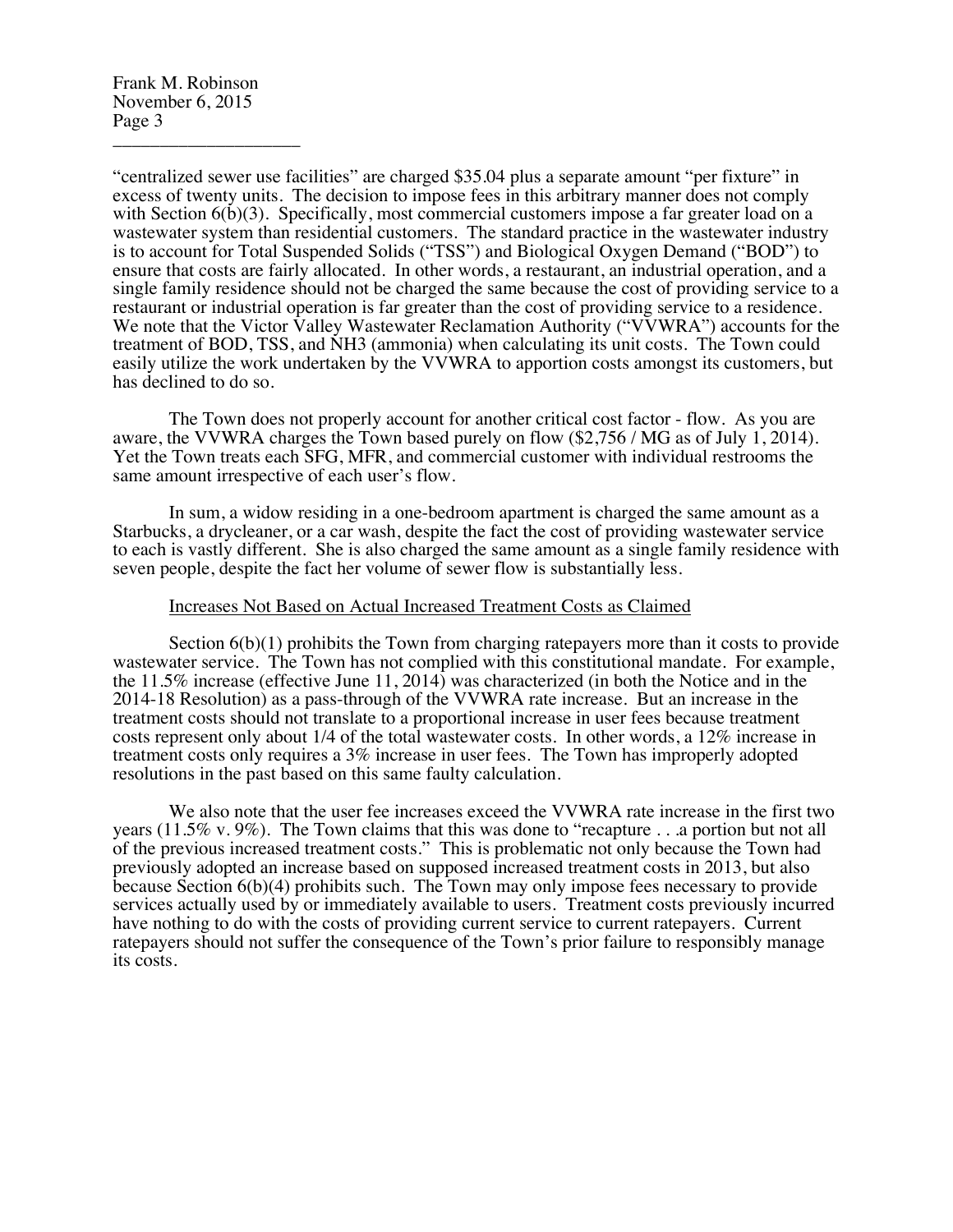"centralized sewer use facilities" are charged \$35.04 plus a separate amount "per fixture" in excess of twenty units. The decision to impose fees in this arbitrary manner does not comply with Section 6(b)(3). Specifically, most commercial customers impose a far greater load on a wastewater system than residential customers. The standard practice in the wastewater industry is to account for Total Suspended Solids ("TSS") and Biological Oxygen Demand ("BOD") to ensure that costs are fairly allocated. In other words, a restaurant, an industrial operation, and a single family residence should not be charged the same because the cost of providing service to a restaurant or industrial operation is far greater than the cost of providing service to a residence. We note that the Victor Valley Wastewater Reclamation Authority ("VVWRA") accounts for the treatment of BOD, TSS, and $NH_3$ (ammonia) when calculating its unit costs. The Town could easily utilize the work undertaken by the VVWRA to apportion costs amongst its customers, but has declined to do so.

The Town does not properly account for another critical cost factor - flow. As you are aware, the VVWRA charges the Town based purely on flow (\$2,756 / MG as of July 1, 2014). Yet the Town treats each SFG, MFR, and commercial customer with individual restrooms the same amount irrespective of each user's flow.

In sum, a widow residing in a one-bedroom apartment is charged the same amount as a Starbucks, a drycleaner, or a car wash, despite the fact the cost of providing wastewater service to each is vastly different. She is also charged the same amount as a single family residence with seven people, despite the fact her volume of sewer flow is substantially less.

<u>Increases Not Based on Actual Increased Treatment Costs as Claimed</u>

Section 6(b)(1) prohibits the Town from charging ratepayers more than it costs to provide wastewater service. The Town has not complied with this constitutional mandate. For example, the 11.5% increase (effective June 11, 2014) was characterized (in both the Notice and in the 2014-18 Resolution) as a pass-through of the VVWRA rate increase. But an increase in the treatment costs should not translate to a proportional increase in user fees because treatment costs represent only about 1/4 of the total wastewater costs. In other words, a 12% increase in treatment costs only requires a 3% increase in user fees. The Town has improperly adopted resolutions in the past based on this same faulty calculation.

We also note that the user fee increases exceed the VVWRA rate increase in the first two years (11.5% v. 9%). The Town claims that this was done to "recapture . . .a portion but not all of the previous increased treatment costs." This is problematic not only because the Town had previously adopted an increase based on supposed increased treatment costs in 2013, but also because Section 6(b)(4) prohibits such. The Town may only impose fees necessary to provide services actually used by or immediately available to users. Treatment costs previously incurred have nothing to do with the costs of providing current service to current ratepayers. Current ratepayers should not suffer the consequence of the Town's prior failure to responsibly manage its costs.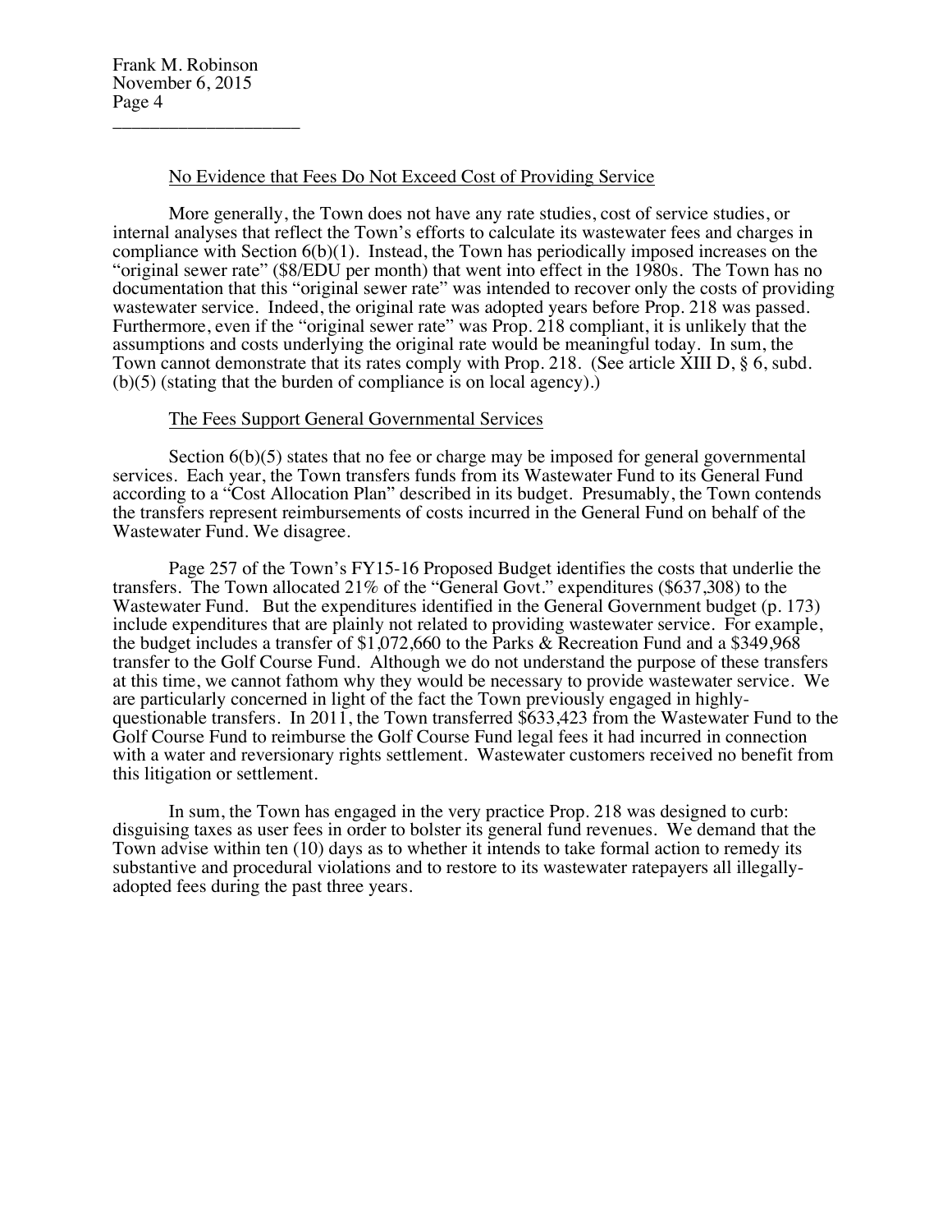No Evidence that Fees Do Not Exceed Cost of Providing Service

More generally, the Town does not have any rate studies, cost of service studies, or internal analyses that reflect the Town's efforts to calculate its wastewater fees and charges in compliance with Section 6(b)(1). Instead, the Town has periodically imposed increases on the "original sewer rate" ($8/EDU per month) that went into effect in the 1980s. The Town has no documentation that this "original sewer rate" was intended to recover only the costs of providing wastewater service. Indeed, the original rate was adopted years before Prop. 218 was passed. Furthermore, even if the "original sewer rate" was Prop. 218 compliant, it is unlikely that the assumptions and costs underlying the original rate would be meaningful today. In sum, the Town cannot demonstrate that its rates comply with Prop. 218. (See article XIII D, § 6, subd. (b)(5) (stating that the burden of compliance is on local agency).)

The Fees Support General Governmental Services

Section 6(b)(5) states that no fee or charge may be imposed for general governmental services. Each year, the Town transfers funds from its Wastewater Fund to its General Fund according to a "Cost Allocation Plan" described in its budget. Presumably, the Town contends the transfers represent reimbursements of costs incurred in the General Fund on behalf of the Wastewater Fund. We disagree.

Page 257 of the Town's FY15-16 Proposed Budget identifies the costs that underlie the transfers. The Town allocated 21% of the "General Govt." expenditures ($637,308) to the Wastewater Fund. But the expenditures identified in the General Government budget (p. 173) include expenditures that are plainly not related to providing wastewater service. For example, the budget includes a transfer of $1,072,660 to the Parks & Recreation Fund and a $349,968 transfer to the Golf Course Fund. Although we do not understand the purpose of these transfers at this time, we cannot fathom why they would be necessary to provide wastewater service. We are particularly concerned in light of the fact the Town previously engaged in highly-questionable transfers. In 2011, the Town transferred $633,423 from the Wastewater Fund to the Golf Course Fund to reimburse the Golf Course Fund legal fees it had incurred in connection with a water and reversionary rights settlement. Wastewater customers received no benefit from this litigation or settlement.

In sum, the Town has engaged in the very practice Prop. 218 was designed to curb: disguising taxes as user fees in order to bolster its general fund revenues. We demand that the Town advise within ten (10) days as to whether it intends to take formal action to remedy its substantive and procedural violations and to restore to its wastewater ratepayers all illegally-adopted fees during the past three years.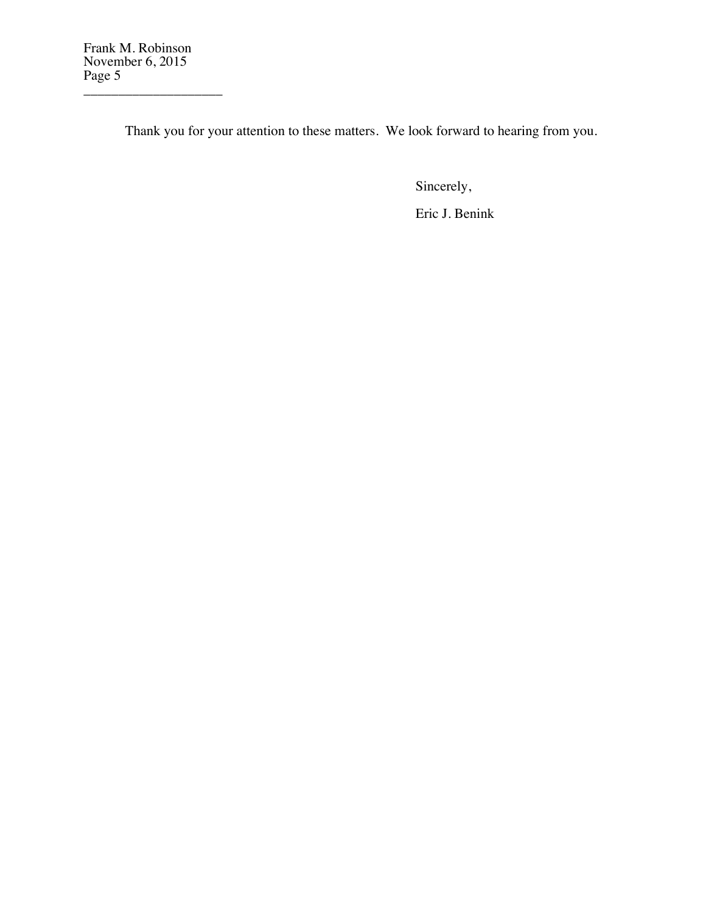Thank you for your attention to these matters. We look forward to hearing from you.

Sincerely,

Eric J. Benink